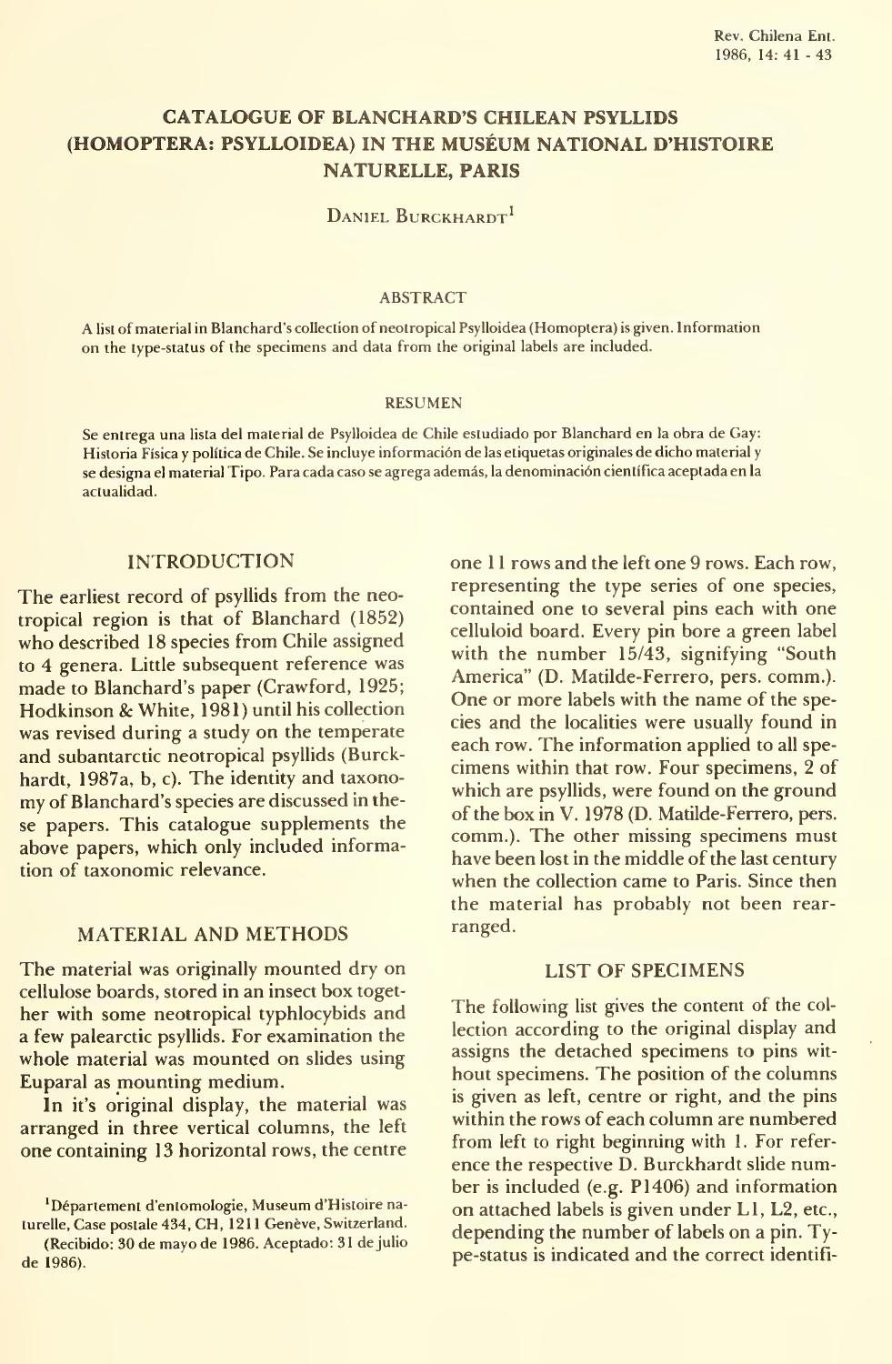# CATALOGUE OF BLANCHARD'S CHILEAN PSYLLIDS (HOMOPTERA: PSYLLOIDEA) IN THE MUSÉUM NATIONAL D'HISTOIRE NATURELLE, PARIS

DANIEL BURCKHARDT[1]

## ABSTRACT

A list of material in Blanchard's collection of neotropical Psylloidea (Homoptera) is given. Information on the type-status of the specimens and data from the original labels are included.

## RESUMEN

Se entrega una lista del material de Psylloidea de Chile estudiado por Blanchard en la obra de Gay: Historia Física y política de Chile. Se incluye información de las etiquetas originales de dicho material y se designa el material Tipo. Para cada caso se agrega además, la denominación científica aceptada en la actualidad.

## INTRODUCTION

The earliest record of psyllids from the neotropical region is that of Blanchard (1852) who described 18 species from Chile assigned to 4 genera. Little subsequent reference was made to Blanchard's paper (Crawford, 1925; Hodkinson & White, 1981) until his collection was revised during a study on the temperate and subantarctic neotropical psyllids (Burckhardt, 1987a, b, c). The identity and taxonomy of Blanchard's species are discussed in these papers. This catalogue supplements the above papers, which only included information of taxonomic relevance.

## MATERIAL AND METHODS

The material was originally mounted dry on cellulose boards, stored in an insect box together with some neotropical typhlocybids and a few palearctic psyllids. For examination the whole material was mounted on slides using Euparal as mounting medium.

In it's original display, the material was arranged in three vertical columns, the left one containing 13 horizontal rows, the centre one 11 rows and the left one 9 rows. Each row, representing the type series of one species, contained one to several pins each with one celluloid board. Every pin bore a green label with the number 15/43, signifying "South America" (D. Matilde-Ferrero, pers. comm.). One or more labels with the name of the species and the localities were usually found in each row. The information applied to all specimens within that row. Four specimens, 2 of which are psyllids, were found on the ground of the box in V. 1978 (D. Matilde-Ferrero, pers. comm.). The other missing specimens must have been lost in the middle of the last century when the collection came to Paris. Since then the material has probably not been rearranged.

## LIST OF SPECIMENS

The following list gives the content of the collection according to the original display and assigns the detached specimens to pins without specimens. The position of the columns is given as left, centre or right, and the pins within the rows of each column are numbered from left to right beginning with 1. For reference the respective D. Burckhardt slide number is included (e.g. P1406) and information on attached labels is given under L1, L2, etc., depending the number of labels on a pin. Type-status is indicated and the correct identifi-

[1]Département d'entomologie, Museum d'Histoire naturelle, Case postale 434, CH, 1211 Genève, Switzerland.
(Recibido: 30 de mayo de 1986. Aceptado: 31 de julio de 1986).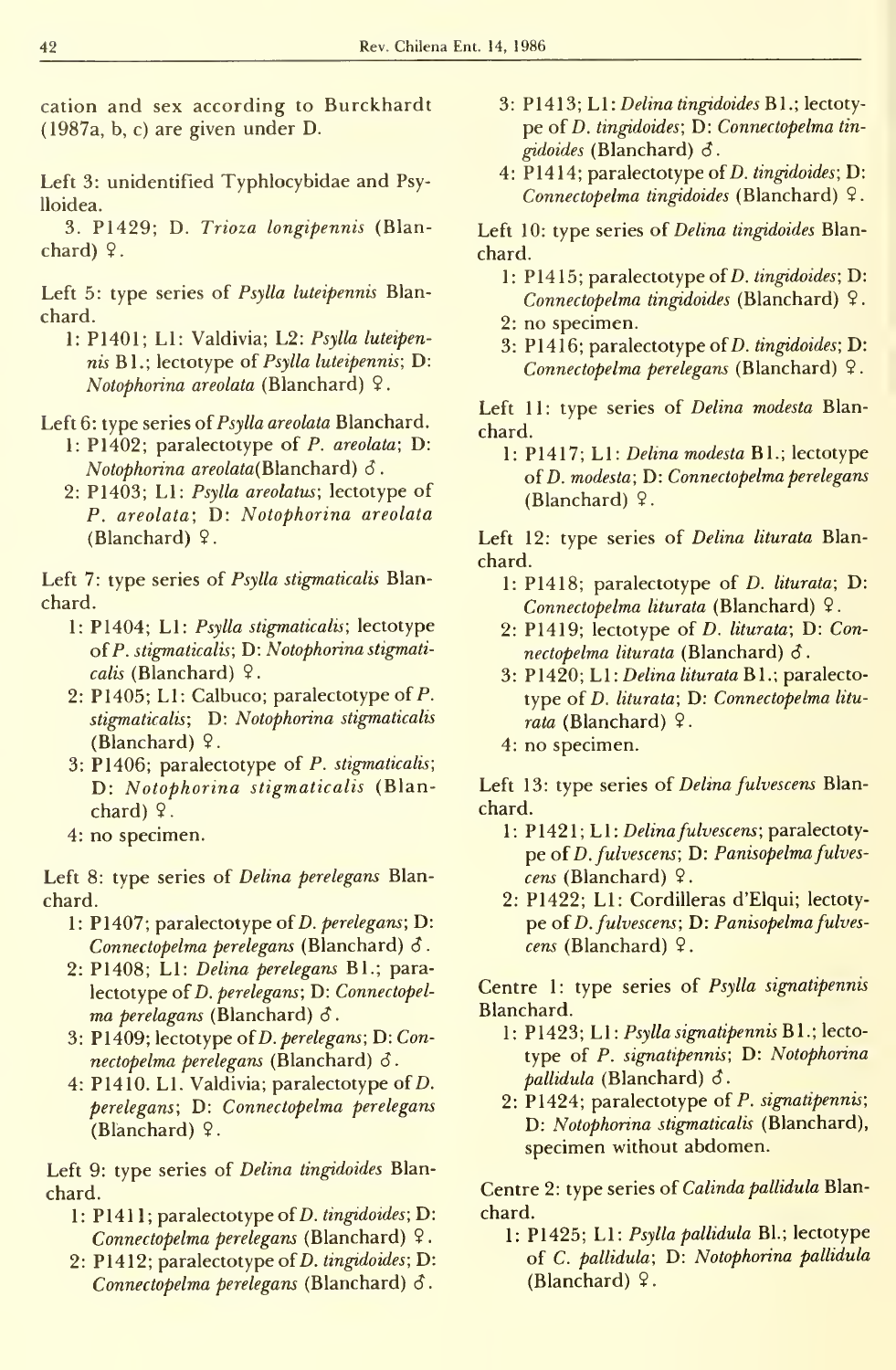cation and sex according to Burckhardt (1987a, b, c) are given under D.

Left 3: unidentified Typhlocybidae and Psylloidea.

3. P1429; D. *Trioza longipennis* (Blanchard) ♀.

Left 5: type series of *Psylla luteipennis* Blanchard.

- 1: P1401; L1: Valdivia; L2: *Psylla luteipennis* Bl.; lectotype of *Psylla luteipennis*; D: *Notophorina areolata* (Blanchard) ♀.

Left 6: type series of *Psylla areolata* Blanchard.

- 1: P1402; paralectotype of *P. areolata*; D: *Notophorina areolata*(Blanchard) ♂.
- 2: P1403; L1: *Psylla areolatus*; lectotype of *P. areolata*; D: *Notophorina areolata* (Blanchard) ♀.

Left 7: type series of *Psylla stigmaticalis* Blanchard.

- 1: P1404; L1: *Psylla stigmaticalis*; lectotype of *P. stigmaticalis*; D: *Notophorina stigmaticalis* (Blanchard) ♀.
- 2: P1405; L1: Calbuco; paralectotype of *P. stigmaticalis*; D: *Notophorina stigmaticalis* (Blanchard) ♀.
- 3: P1406; paralectotype of *P. stigmaticalis*; D: *Notophorina stigmaticalis* (Blanchard) ♀.
- 4: no specimen.

Left 8: type series of *Delina perelegans* Blanchard.

- 1: P1407; paralectotype of *D. perelegans*; D: *Connectopelma perelegans* (Blanchard) ♂.
- 2: P1408; L1: *Delina perelegans* Bl.; paralectotype of *D. perelegans*; D: *Connectopelma perelagans* (Blanchard) ♂.
- 3: P1409; lectotype of *D. perelegans*; D: *Connectopelma perelegans* (Blanchard) ♂.
- 4: P1410. L1. Valdivia; paralectotype of *D. perelegans*; D: *Connectopelma perelegans* (Blanchard) ♀.

Left 9: type series of *Delina tingidoides* Blanchard.

- 1: P1411; paralectotype of *D. tingidoides*; D: *Connectopelma perelegans* (Blanchard) ♀.
- 2: P1412; paralectotype of *D. tingidoides*; D: *Connectopelma perelegans* (Blanchard) ♂.
- 3: P1413; L1: *Delina tingidoides* Bl.; lectotype of *D. tingidoides*; D: *Connectopelma tingidoides* (Blanchard) ♂.
- 4: P1414; paralectotype of *D. tingidoides*; D: *Connectopelma tingidoides* (Blanchard) ♀.

Left 10: type series of *Delina tingidoides* Blanchard.

- 1: P1415; paralectotype of *D. tingidoides*; D: *Connectopelma tingidoides* (Blanchard) ♀.
- 2: no specimen.
- 3: P1416; paralectotype of *D. tingidoides*; D: *Connectopelma perelegans* (Blanchard) ♀.

Left 11: type series of *Delina modesta* Blanchard.

- 1: P1417; L1: *Delina modesta* Bl.; lectotype of *D. modesta*; D: *Connectopelma perelegans* (Blanchard) ♀.

Left 12: type series of *Delina liturata* Blanchard.

- 1: P1418; paralectotype of *D. liturata*; D: *Connectopelma liturata* (Blanchard) ♀.
- 2: P1419; lectotype of *D. liturata*; D: *Connectopelma liturata* (Blanchard) ♂.
- 3: P1420; L1: *Delina liturata* Bl.; paralectotype of *D. liturata*; D: *Connectopelma liturata* (Blanchard) ♀.
- 4: no specimen.

Left 13: type series of *Delina fulvescens* Blanchard.

- 1: P1421; L1: *Delina fulvescens*; paralectotype of *D. fulvescens*; D: *Panisopelma fulvescens* (Blanchard) ♀.
- 2: P1422; L1: Cordilleras d'Elqui; lectotype of *D. fulvescens*; D: *Panisopelma fulvescens* (Blanchard) ♀.

Centre 1: type series of *Psylla signatipennis* Blanchard.

- 1: P1423; L1: *Psylla signatipennis* Bl.; lectotype of *P. signatipennis*; D: *Notophorina pallidula* (Blanchard) ♂.
- 2: P1424; paralectotype of *P. signatipennis*; D: *Notophorina stigmaticalis* (Blanchard), specimen without abdomen.

Centre 2: type series of *Calinda pallidula* Blanchard.

- 1: P1425; L1: *Psylla pallidula* Bl.; lectotype of *C. pallidula*; D: *Notophorina pallidula* (Blanchard) ♀.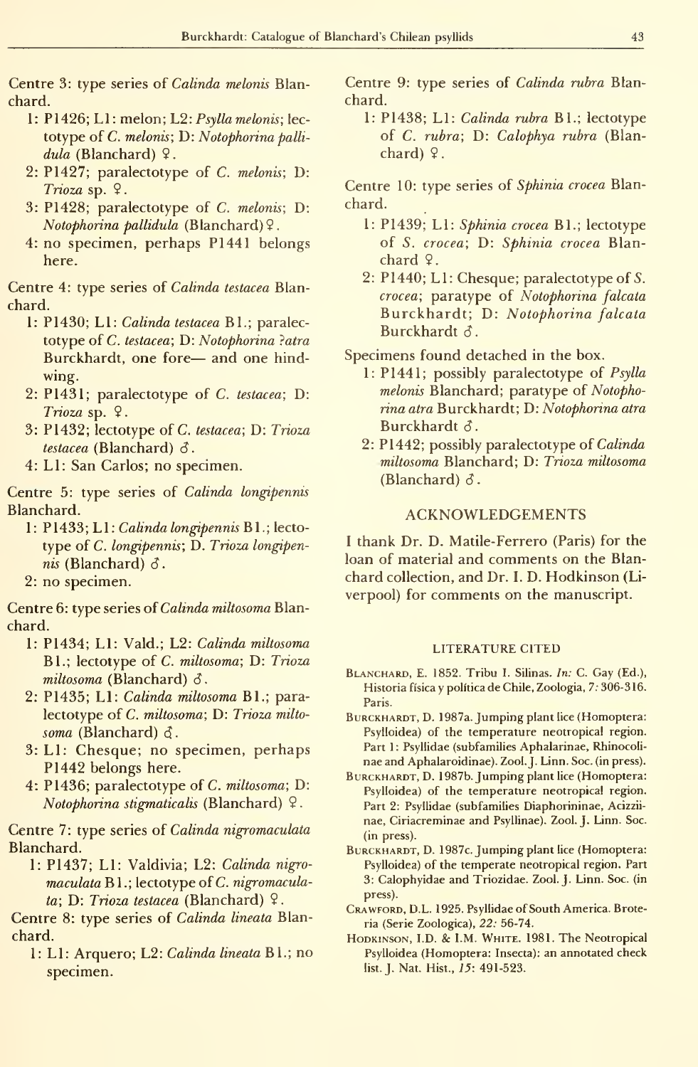Centre 3: type series of *Calinda melonis* Blanchard.

1: P1426; L1: melon; L2: *Psylla melonis*; lectotype of *C. melonis*; D: *Notophorina pallidula* (Blanchard) ♀.
2: P1427; paralectotype of *C. melonis*; D: *Trioza* sp. ♀.
3: P1428; paralectotype of *C. melonis*; D: *Notophorina pallidula* (Blanchard) ♀.
4: no specimen, perhaps P1441 belongs here.

Centre 4: type series of *Calinda testacea* Blanchard.

1: P1430; L1: *Calinda testacea* Bl.; paralectotype of *C. testacea*; D: *Notophorina ?atra* Burckhardt, one fore— and one hindwing.
2: P1431; paralectotype of *C. testacea*; D: *Trioza* sp. ♀.
3: P1432; lectotype of *C. testacea*; D: *Trioza testacea* (Blanchard) ♂.
4: L1: San Carlos; no specimen.

Centre 5: type series of *Calinda longipennis* Blanchard.

1: P1433; L1: *Calinda longipennis* Bl.; lectotype of *C. longipennis*; D. *Trioza longipennis* (Blanchard) ♂.
2: no specimen.

Centre 6: type series of *Calinda miltosoma* Blanchard.

1: P1434; L1: Vald.; L2: *Calinda miltosoma* Bl.; lectotype of *C. miltosoma*; D: *Trioza miltosoma* (Blanchard) ♂.
2: P1435; L1: *Calinda miltosoma* Bl.; paralectotype of *C. miltosoma*; D: *Trioza miltosoma* (Blanchard) ♂.
3: L1: Chesque; no specimen, perhaps P1442 belongs here.
4: P1436; paralectotype of *C. miltosoma*; D: *Notophorina stigmaticalis* (Blanchard) ♀.

Centre 7: type series of *Calinda nigromaculata* Blanchard.

1: P1437; L1: Valdivia; L2: *Calinda nigromaculata* Bl.; lectotype of *C. nigromaculata*; D: *Trioza testacea* (Blanchard) ♀.

Centre 8: type series of *Calinda lineata* Blanchard.

1: L1: Arquero; L2: *Calinda lineata* Bl.; no specimen.

Centre 9: type series of *Calinda rubra* Blanchard.

1: P1438; L1: *Calinda rubra* Bl.; lectotype of *C. rubra*; D: *Calophya rubra* (Blanchard) ♀.

Centre 10: type series of *Sphinia crocea* Blanchard.

1: P1439; L1: *Sphinia crocea* Bl.; lectotype of *S. crocea*; D: *Sphinia crocea* Blanchard ♀.
2: P1440; L1: Chesque; paralectotype of *S. crocea*; paratype of *Notophorina falcata* Burckhardt; D: *Notophorina falcata* Burckhardt ♂.

Specimens found detached in the box.

1: P1441; possibly paralectotype of *Psylla melonis* Blanchard; paratype of *Notophorina atra* Burckhardt; D: *Notophorina atra* Burckhardt ♂.
2: P1442; possibly paralectotype of *Calinda miltosoma* Blanchard; D: *Trioza miltosoma* (Blanchard) ♂.

## ACKNOWLEDGEMENTS

I thank Dr. D. Matile-Ferrero (Paris) for the loan of material and comments on the Blanchard collection, and Dr. I. D. Hodkinson (Liverpool) for comments on the manuscript.

## LITERATURE CITED

Blanchard, E. 1852. Tribu I. Silinas. *In:* C. Gay (Ed.), Historia física y política de Chile, Zoologia, *7:* 306-316. Paris.

Burckhardt, D. 1987a. Jumping plant lice (Homoptera: Psylloidea) of the temperature neotropical region. Part 1: Psyllidae (subfamilies Aphalarinae, Rhinocolinae and Aphalaroidinae). Zool. J. Linn. Soc. (in press).

Burckhardt, D. 1987b. Jumping plant lice (Homoptera: Psylloidea) of the temperature neotropical region. Part 2: Psyllidae (subfamilies Diaphorininae, Acizziinae, Ciriacreminae and Psyllinae). Zool. J. Linn. Soc. (in press).

Burckhardt, D. 1987c. Jumping plant lice (Homoptera: Psylloidea) of the temperate neotropical region. Part 3: Calophyidae and Triozidae. Zool. J. Linn. Soc. (in press).

Crawford, D.L. 1925. Psyllidae of South America. Broteria (Serie Zoologica), *22:* 56-74.

Hodkinson, I.D. & I.M. White. 1981. The Neotropical Psylloidea (Homoptera: Insecta): an annotated check list. J. Nat. Hist., *15:* 491-523.